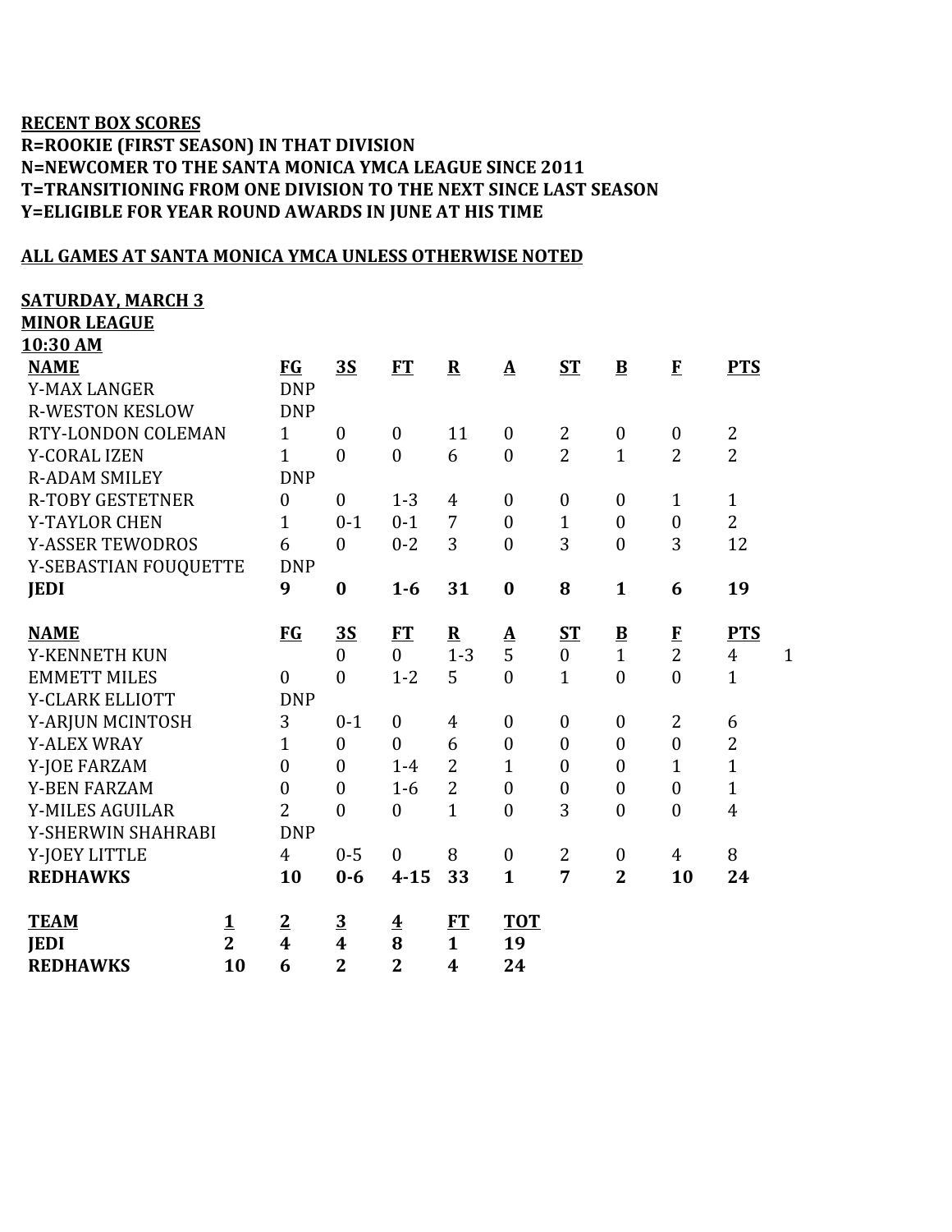**RECENT BOX SCORES**
**R=ROOKIE (FIRST SEASON) IN THAT DIVISION**
**N=NEWCOMER TO THE SANTA MONICA YMCA LEAGUE SINCE 2011**
**T=TRANSITIONING FROM ONE DIVISION TO THE NEXT SINCE LAST SEASON**
**Y=ELIGIBLE FOR YEAR ROUND AWARDS IN JUNE AT HIS TIME**

**ALL GAMES AT SANTA MONICA YMCA UNLESS OTHERWISE NOTED**

**SATURDAY, MARCH 3**
**MINOR LEAGUE**
**10:30 AM**

| NAME | FG | 3S | FT | R | A | ST | B | F | PTS |
|---|---|---|---|---|---|---|---|---|---|
| Y-MAX LANGER | DNP | | | | | | | | |
| R-WESTON KESLOW | DNP | | | | | | | | |
| RTY-LONDON COLEMAN | 1 | 0 | 0 | 11 | 0 | 2 | 0 | 0 | 2 |
| Y-CORAL IZEN | 1 | 0 | 0 | 6 | 0 | 2 | 1 | 2 | 2 |
| R-ADAM SMILEY | DNP | | | | | | | | |
| R-TOBY GESTETNER | 0 | 0 | 1-3 | 4 | 0 | 0 | 0 | 1 | 1 |
| Y-TAYLOR CHEN | 1 | 0-1 | 0-1 | 7 | 0 | 1 | 0 | 0 | 2 |
| Y-ASSER TEWODROS | 6 | 0 | 0-2 | 3 | 0 | 3 | 0 | 3 | 12 |
| Y-SEBASTIAN FOUQUETTE | DNP | | | | | | | | |
| **JEDI** | **9** | **0** | **1-6** | **31** | **0** | **8** | **1** | **6** | **19** |

| NAME | FG | 3S | FT | R | A | ST | B | F | PTS | |
|---|---|---|---|---|---|---|---|---|---|---|
| Y-KENNETH KUN | | 0 | 0 | 1-3 | 5 | 0 | 1 | 2 | 4 | 1 |
| EMMETT MILES | 0 | 0 | 1-2 | 5 | 0 | 1 | 0 | 0 | 1 | |
| Y-CLARK ELLIOTT | DNP | | | | | | | | | |
| Y-ARJUN MCINTOSH | 3 | 0-1 | 0 | 4 | 0 | 0 | 0 | 2 | 6 | |
| Y-ALEX WRAY | 1 | 0 | 0 | 6 | 0 | 0 | 0 | 0 | 2 | |
| Y-JOE FARZAM | 0 | 0 | 1-4 | 2 | 1 | 0 | 0 | 1 | 1 | |
| Y-BEN FARZAM | 0 | 0 | 1-6 | 2 | 0 | 0 | 0 | 0 | 1 | |
| Y-MILES AGUILAR | 2 | 0 | 0 | 1 | 0 | 3 | 0 | 0 | 4 | |
| Y-SHERWIN SHAHRABI | DNP | | | | | | | | | |
| Y-JOEY LITTLE | 4 | 0-5 | 0 | 8 | 0 | 2 | 0 | 4 | 8 | |
| **REDHAWKS** | **10** | **0-6** | **4-15** | **33** | **1** | **7** | **2** | **10** | **24** | |

| TEAM | 1 | 2 | 3 | 4 | FT | TOT |
|---|---|---|---|---|---|---|
| **JEDI** | **2** | **4** | **4** | **8** | **1** | **19** |
| **REDHAWKS** | **10** | **6** | **2** | **2** | **4** | **24** |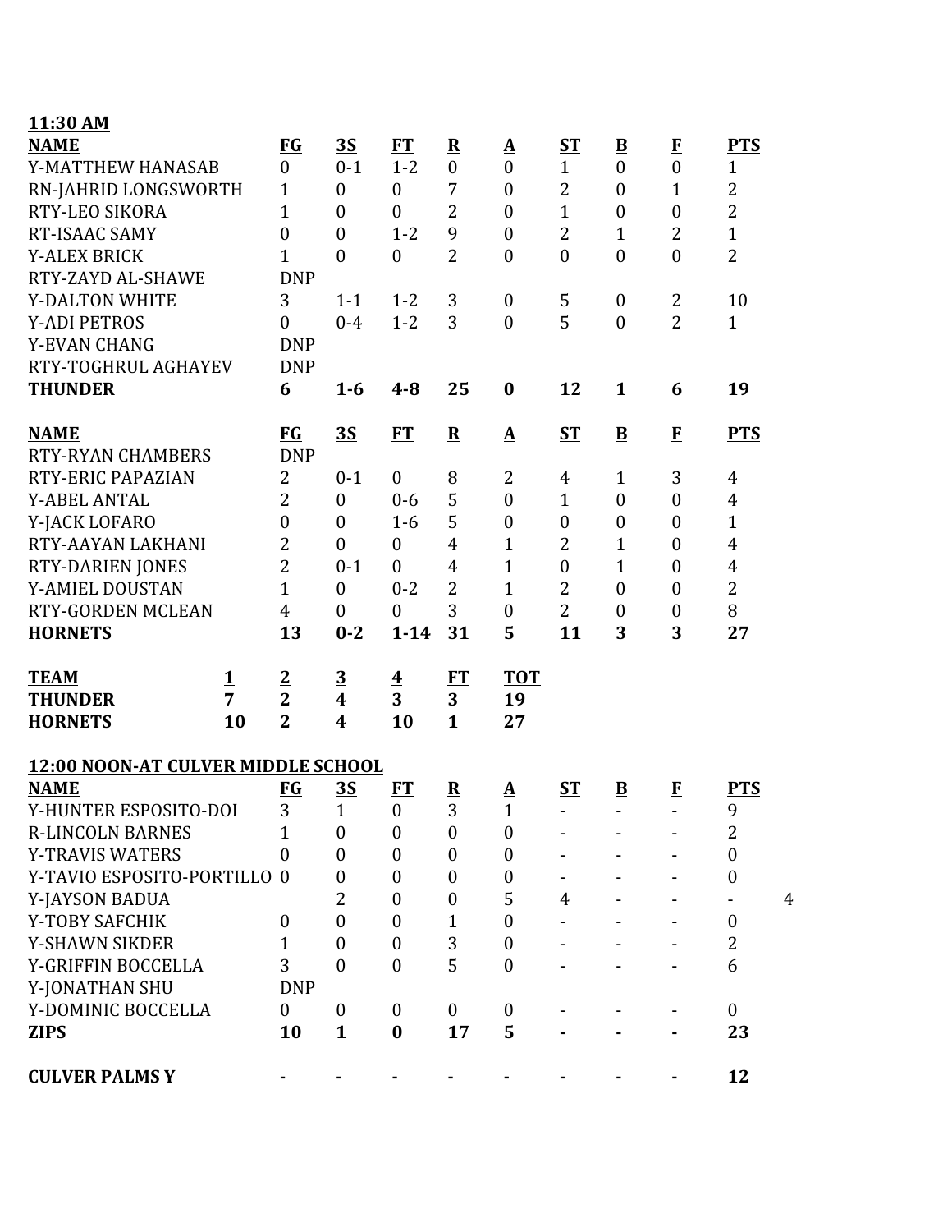**11:30 AM**

| **NAME** | **FG** | **3S** | **FT** | **R** | **A** | **ST** | **B** | **F** | **PTS** |
|---|---|---|---|---|---|---|---|---|---|
| Y-MATTHEW HANASAB | 0 | 0-1 | 1-2 | 0 | 0 | 1 | 0 | 0 | 1 |
| RN-JAHRID LONGSWORTH | 1 | 0 | 0 | 7 | 0 | 2 | 0 | 1 | 2 |
| RTY-LEO SIKORA | 1 | 0 | 0 | 2 | 0 | 1 | 0 | 0 | 2 |
| RT-ISAAC SAMY | 0 | 0 | 1-2 | 9 | 0 | 2 | 1 | 2 | 1 |
| Y-ALEX BRICK | 1 | 0 | 0 | 2 | 0 | 0 | 0 | 0 | 2 |
| RTY-ZAYD AL-SHAWE | DNP | | | | | | | | |
| Y-DALTON WHITE | 3 | 1-1 | 1-2 | 3 | 0 | 5 | 0 | 2 | 10 |
| Y-ADI PETROS | 0 | 0-4 | 1-2 | 3 | 0 | 5 | 0 | 2 | 1 |
| Y-EVAN CHANG | DNP | | | | | | | | |
| RTY-TOGHRUL AGHAYEV | DNP | | | | | | | | |
| **THUNDER** | **6** | **1-6** | **4-8** | **25** | **0** | **12** | **1** | **6** | **19** |

| **NAME** | **FG** | **3S** | **FT** | **R** | **A** | **ST** | **B** | **F** | **PTS** |
|---|---|---|---|---|---|---|---|---|---|
| RTY-RYAN CHAMBERS | DNP | | | | | | | | |
| RTY-ERIC PAPAZIAN | 2 | 0-1 | 0 | 8 | 2 | 4 | 1 | 3 | 4 |
| Y-ABEL ANTAL | 2 | 0 | 0-6 | 5 | 0 | 1 | 0 | 0 | 4 |
| Y-JACK LOFARO | 0 | 0 | 1-6 | 5 | 0 | 0 | 0 | 0 | 1 |
| RTY-AAYAN LAKHANI | 2 | 0 | 0 | 4 | 1 | 2 | 1 | 0 | 4 |
| RTY-DARIEN JONES | 2 | 0-1 | 0 | 4 | 1 | 0 | 1 | 0 | 4 |
| Y-AMIEL DOUSTAN | 1 | 0 | 0-2 | 2 | 1 | 2 | 0 | 0 | 2 |
| RTY-GORDEN MCLEAN | 4 | 0 | 0 | 3 | 0 | 2 | 0 | 0 | 8 |
| **HORNETS** | **13** | **0-2** | **1-14** | **31** | **5** | **11** | **3** | **3** | **27** |

| **TEAM** | **1** | **2** | **3** | **4** | **FT** | **TOT** |
|---|---|---|---|---|---|---|
| **THUNDER** | **7** | **2** | **4** | **3** | **3** | **19** |
| **HORNETS** | **10** | **2** | **4** | **10** | **1** | **27** |

**12:00 NOON-AT CULVER MIDDLE SCHOOL**

| **NAME** | **FG** | **3S** | **FT** | **R** | **A** | **ST** | **B** | **F** | **PTS** | |
|---|---|---|---|---|---|---|---|---|---|---|
| Y-HUNTER ESPOSITO-DOI | 3 | 1 | 0 | 3 | 1 | - | - | - | 9 | |
| R-LINCOLN BARNES | 1 | 0 | 0 | 0 | 0 | - | - | - | 2 | |
| Y-TRAVIS WATERS | 0 | 0 | 0 | 0 | 0 | - | - | - | 0 | |
| Y-TAVIO ESPOSITO-PORTILLO | 0 | 0 | 0 | 0 | 0 | - | - | - | 0 | |
| Y-JAYSON BADUA | | 2 | 0 | 0 | 5 | 4 | - | - | - | 4 |
| Y-TOBY SAFCHIK | 0 | 0 | 0 | 1 | 0 | - | - | - | 0 | |
| Y-SHAWN SIKDER | 1 | 0 | 0 | 3 | 0 | - | - | - | 2 | |
| Y-GRIFFIN BOCCELLA | 3 | 0 | 0 | 5 | 0 | - | - | - | 6 | |
| Y-JONATHAN SHU | DNP | | | | | | | | | |
| Y-DOMINIC BOCCELLA | 0 | 0 | 0 | 0 | 0 | - | - | - | 0 | |
| **ZIPS** | **10** | **1** | **0** | **17** | **5** | **-** | **-** | **-** | **23** | |
| | | | | | | | | | | |
| **CULVER PALMS Y** | **-** | **-** | **-** | **-** | **-** | **-** | **-** | **-** | **12** | |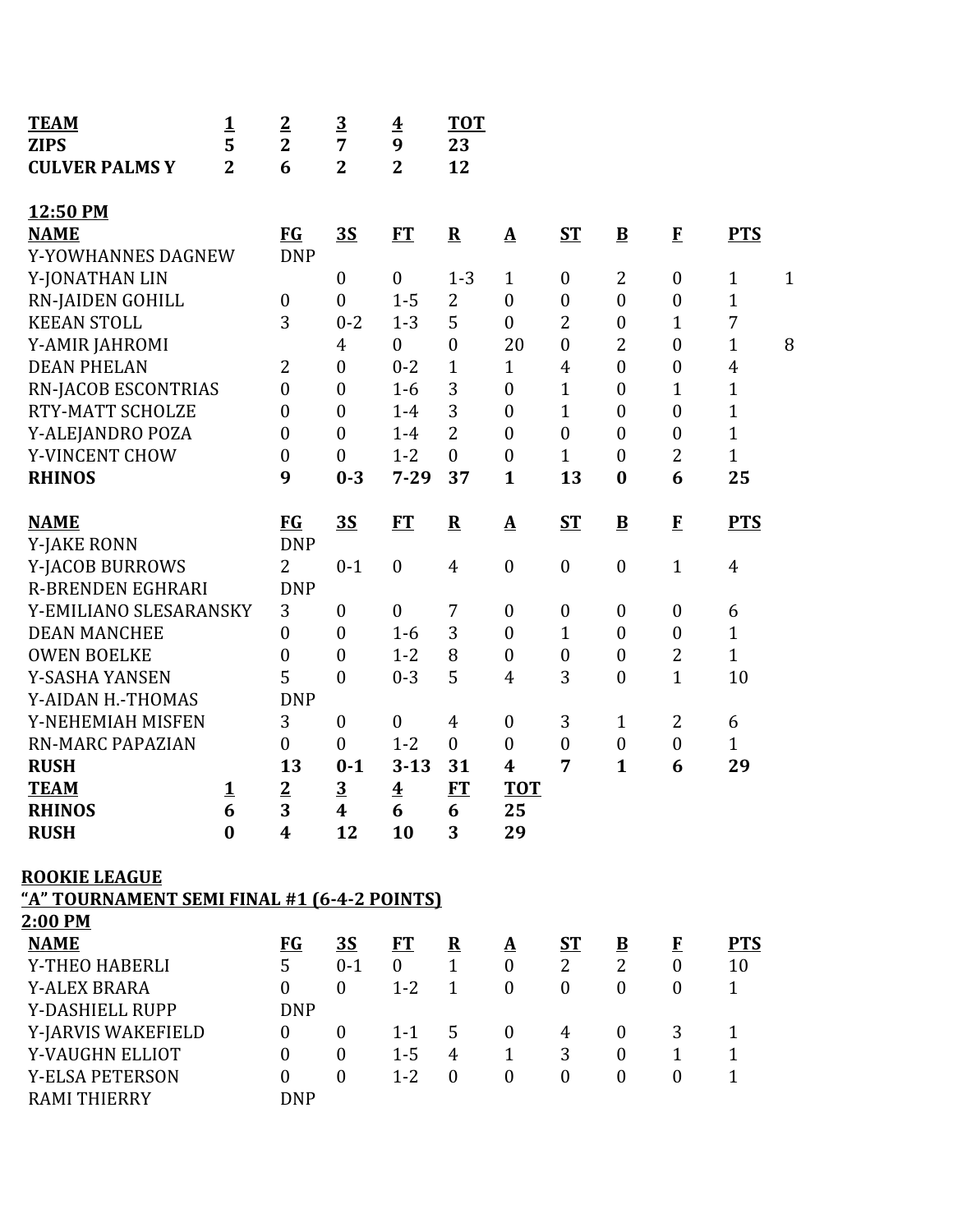| TEAM | 1 | 2 | 3 | 4 | TOT |
|---|---|---|---|---|---|
| ZIPS | 5 | 2 | 7 | 9 | 23 |
| CULVER PALMS Y | 2 | 6 | 2 | 2 | 12 |

**12:50 PM**

| NAME | FG | 3S | FT | R | A | ST | B | F | PTS | |
|---|---|---|---|---|---|---|---|---|---|---|
| Y-YOWHANNES DAGNEW | DNP | | | | | | | | | |
| Y-JONATHAN LIN | | 0 | 0 | 1-3 | 1 | 0 | 2 | 0 | 1 | 1 |
| RN-JAIDEN GOHILL | 0 | 0 | 1-5 | 2 | 0 | 0 | 0 | 0 | 1 | |
| KEEAN STOLL | 3 | 0-2 | 1-3 | 5 | 0 | 2 | 0 | 1 | 7 | |
| Y-AMIR JAHROMI | | 4 | 0 | 0 | 20 | 0 | 2 | 0 | 1 | 8 |
| DEAN PHELAN | 2 | 0 | 0-2 | 1 | 1 | 4 | 0 | 0 | 4 | |
| RN-JACOB ESCONTRIAS | 0 | 0 | 1-6 | 3 | 0 | 1 | 0 | 1 | 1 | |
| RTY-MATT SCHOLZE | 0 | 0 | 1-4 | 3 | 0 | 1 | 0 | 0 | 1 | |
| Y-ALEJANDRO POZA | 0 | 0 | 1-4 | 2 | 0 | 0 | 0 | 0 | 1 | |
| Y-VINCENT CHOW | 0 | 0 | 1-2 | 0 | 0 | 1 | 0 | 2 | 1 | |
| **RHINOS** | **9** | **0-3** | **7-29** | **37** | **1** | **13** | **0** | **6** | **25** | |

| NAME | FG | 3S | FT | R | A | ST | B | F | PTS |
|---|---|---|---|---|---|---|---|---|---|
| Y-JAKE RONN | DNP | | | | | | | | |
| Y-JACOB BURROWS | 2 | 0-1 | 0 | 4 | 0 | 0 | 0 | 1 | 4 |
| R-BRENDEN EGHRARI | DNP | | | | | | | | |
| Y-EMILIANO SLESARANSKY | 3 | 0 | 0 | 7 | 0 | 0 | 0 | 0 | 6 |
| DEAN MANCHEE | 0 | 0 | 1-6 | 3 | 0 | 1 | 0 | 0 | 1 |
| OWEN BOELKE | 0 | 0 | 1-2 | 8 | 0 | 0 | 0 | 2 | 1 |
| Y-SASHA YANSEN | 5 | 0 | 0-3 | 5 | 4 | 3 | 0 | 1 | 10 |
| Y-AIDAN H.-THOMAS | DNP | | | | | | | | |
| Y-NEHEMIAH MISFEN | 3 | 0 | 0 | 4 | 0 | 3 | 1 | 2 | 6 |
| RN-MARC PAPAZIAN | 0 | 0 | 1-2 | 0 | 0 | 0 | 0 | 0 | 1 |
| **RUSH** | **13** | **0-1** | **3-13** | **31** | **4** | **7** | **1** | **6** | **29** |

| TEAM | 1 | 2 | 3 | 4 | FT | TOT |
|---|---|---|---|---|---|---|
| RHINOS | 6 | 3 | 4 | 6 | 6 | 25 |
| RUSH | 0 | 4 | 12 | 10 | 3 | 29 |

**ROOKIE LEAGUE**

**"A" TOURNAMENT SEMI FINAL #1 (6-4-2 POINTS)**

**2:00 PM**

| NAME | FG | 3S | FT | R | A | ST | B | F | PTS |
|---|---|---|---|---|---|---|---|---|---|
| Y-THEO HABERLI | 5 | 0-1 | 0 | 1 | 0 | 2 | 2 | 0 | 10 |
| Y-ALEX BRARA | 0 | 0 | 1-2 | 1 | 0 | 0 | 0 | 0 | 1 |
| Y-DASHIELL RUPP | DNP | | | | | | | | |
| Y-JARVIS WAKEFIELD | 0 | 0 | 1-1 | 5 | 0 | 4 | 0 | 3 | 1 |
| Y-VAUGHN ELLIOT | 0 | 0 | 1-5 | 4 | 1 | 3 | 0 | 1 | 1 |
| Y-ELSA PETERSON | 0 | 0 | 1-2 | 0 | 0 | 0 | 0 | 0 | 1 |
| RAMI THIERRY | DNP | | | | | | | | |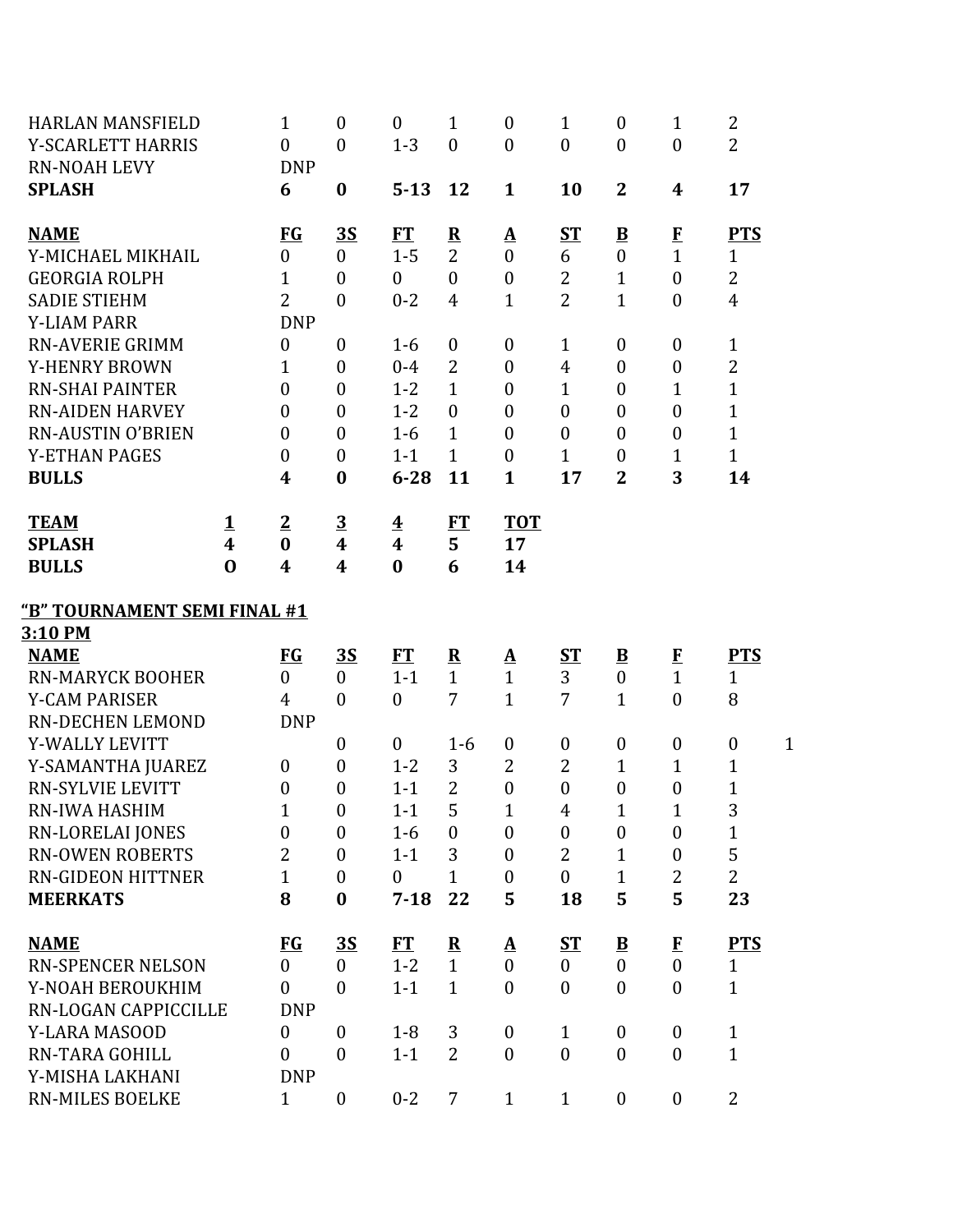| | | | | | | | | | |
|---|---|---|---|---|---|---|---|---|---|
| HARLAN MANSFIELD | 1 | 0 | 0 | 1 | 0 | 1 | 0 | 1 | 2 |
| Y-SCARLETT HARRIS | 0 | 0 | 1-3 | 0 | 0 | 0 | 0 | 0 | 2 |
| RN-NOAH LEVY | DNP | | | | | | | | |
| **SPLASH** | **6** | **0** | **5-13** | **12** | **1** | **10** | **2** | **4** | **17** |

| **NAME** | **FG** | **3S** | **FT** | **R** | **A** | **ST** | **B** | **F** | **PTS** |
|---|---|---|---|---|---|---|---|---|---|
| Y-MICHAEL MIKHAIL | 0 | 0 | 1-5 | 2 | 0 | 6 | 0 | 1 | 1 |
| GEORGIA ROLPH | 1 | 0 | 0 | 0 | 0 | 2 | 1 | 0 | 2 |
| SADIE STIEHM | 2 | 0 | 0-2 | 4 | 1 | 2 | 1 | 0 | 4 |
| Y-LIAM PARR | DNP | | | | | | | | |
| RN-AVERIE GRIMM | 0 | 0 | 1-6 | 0 | 0 | 1 | 0 | 0 | 1 |
| Y-HENRY BROWN | 1 | 0 | 0-4 | 2 | 0 | 4 | 0 | 0 | 2 |
| RN-SHAI PAINTER | 0 | 0 | 1-2 | 1 | 0 | 1 | 0 | 1 | 1 |
| RN-AIDEN HARVEY | 0 | 0 | 1-2 | 0 | 0 | 0 | 0 | 0 | 1 |
| RN-AUSTIN O'BRIEN | 0 | 0 | 1-6 | 1 | 0 | 0 | 0 | 0 | 1 |
| Y-ETHAN PAGES | 0 | 0 | 1-1 | 1 | 0 | 1 | 0 | 1 | 1 |
| **BULLS** | **4** | **0** | **6-28** | **11** | **1** | **17** | **2** | **3** | **14** |

| **TEAM** | **1** | **2** | **3** | **4** | **FT** | **TOT** |
|---|---|---|---|---|---|---|
| **SPLASH** | **4** | **0** | **4** | **4** | **5** | **17** |
| **BULLS** | **O** | **4** | **4** | **0** | **6** | **14** |

**"B" TOURNAMENT SEMI FINAL #1**

**3:10 PM**

| **NAME** | **FG** | **3S** | **FT** | **R** | **A** | **ST** | **B** | **F** | **PTS** | |
|---|---|---|---|---|---|---|---|---|---|---|
| RN-MARYCK BOOHER | 0 | 0 | 1-1 | 1 | 1 | 3 | 0 | 1 | 1 | |
| Y-CAM PARISER | 4 | 0 | 0 | 7 | 1 | 7 | 1 | 0 | 8 | |
| RN-DECHEN LEMOND | DNP | | | | | | | | | |
| Y-WALLY LEVITT | | 0 | 0 | 1-6 | 0 | 0 | 0 | 0 | 0 | 1 |
| Y-SAMANTHA JUAREZ | 0 | 0 | 1-2 | 3 | 2 | 2 | 1 | 1 | 1 | |
| RN-SYLVIE LEVITT | 0 | 0 | 1-1 | 2 | 0 | 0 | 0 | 0 | 1 | |
| RN-IWA HASHIM | 1 | 0 | 1-1 | 5 | 1 | 4 | 1 | 1 | 3 | |
| RN-LORELAI JONES | 0 | 0 | 1-6 | 0 | 0 | 0 | 0 | 0 | 1 | |
| RN-OWEN ROBERTS | 2 | 0 | 1-1 | 3 | 0 | 2 | 1 | 0 | 5 | |
| RN-GIDEON HITTNER | 1 | 0 | 0 | 1 | 0 | 0 | 1 | 2 | 2 | |
| **MEERKATS** | **8** | **0** | **7-18** | **22** | **5** | **18** | **5** | **5** | **23** | |

| **NAME** | **FG** | **3S** | **FT** | **R** | **A** | **ST** | **B** | **F** | **PTS** |
|---|---|---|---|---|---|---|---|---|---|
| RN-SPENCER NELSON | 0 | 0 | 1-2 | 1 | 0 | 0 | 0 | 0 | 1 |
| Y-NOAH BEROUKHIM | 0 | 0 | 1-1 | 1 | 0 | 0 | 0 | 0 | 1 |
| RN-LOGAN CAPPICCILLE | DNP | | | | | | | | |
| Y-LARA MASOOD | 0 | 0 | 1-8 | 3 | 0 | 1 | 0 | 0 | 1 |
| RN-TARA GOHILL | 0 | 0 | 1-1 | 2 | 0 | 0 | 0 | 0 | 1 |
| Y-MISHA LAKHANI | DNP | | | | | | | | |
| RN-MILES BOELKE | 1 | 0 | 0-2 | 7 | 1 | 1 | 0 | 0 | 2 |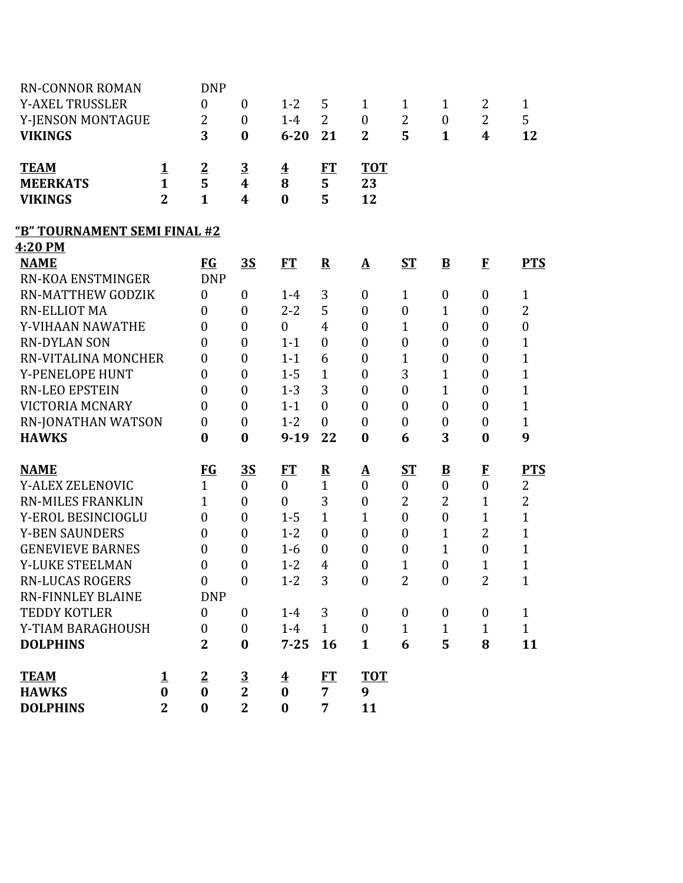| | FG | 3S | FT | R | A | ST | B | F | PTS |
|---|---|---|---|---|---|---|---|---|---|
| RN-CONNOR ROMAN | DNP | | | | | | | | |
| Y-AXEL TRUSSLER | 0 | 0 | 1-2 | 5 | 1 | 1 | 1 | 2 | 1 |
| Y-JENSON MONTAGUE | 2 | 0 | 1-4 | 2 | 0 | 2 | 0 | 2 | 5 |
| **VIKINGS** | **3** | **0** | **6-20** | **21** | **2** | **5** | **1** | **4** | **12** |

| TEAM | 1 | 2 | 3 | 4 | FT | TOT |
|---|---|---|---|---|---|---|
| **MEERKATS** | **1** | **5** | **4** | **8** | **5** | **23** |
| **VIKINGS** | **2** | **1** | **4** | **0** | **5** | **12** |

## "B" TOURNAMENT SEMI FINAL #2

**4:20 PM**

| NAME | FG | 3S | FT | R | A | ST | B | F | PTS |
|---|---|---|---|---|---|---|---|---|---|
| RN-KOA ENSTMINGER | DNP | | | | | | | | |
| RN-MATTHEW GODZIK | 0 | 0 | 1-4 | 3 | 0 | 1 | 0 | 0 | 1 |
| RN-ELLIOT MA | 0 | 0 | 2-2 | 5 | 0 | 0 | 1 | 0 | 2 |
| Y-VIHAAN NAWATHE | 0 | 0 | 0 | 4 | 0 | 1 | 0 | 0 | 0 |
| RN-DYLAN SON | 0 | 0 | 1-1 | 0 | 0 | 0 | 0 | 0 | 1 |
| RN-VITALINA MONCHER | 0 | 0 | 1-1 | 6 | 0 | 1 | 0 | 0 | 1 |
| Y-PENELOPE HUNT | 0 | 0 | 1-5 | 1 | 0 | 3 | 1 | 0 | 1 |
| RN-LEO EPSTEIN | 0 | 0 | 1-3 | 3 | 0 | 0 | 1 | 0 | 1 |
| VICTORIA MCNARY | 0 | 0 | 1-1 | 0 | 0 | 0 | 0 | 0 | 1 |
| RN-JONATHAN WATSON | 0 | 0 | 1-2 | 0 | 0 | 0 | 0 | 0 | 1 |
| **HAWKS** | **0** | **0** | **9-19** | **22** | **0** | **6** | **3** | **0** | **9** |

| NAME | FG | 3S | FT | R | A | ST | B | F | PTS |
|---|---|---|---|---|---|---|---|---|---|
| Y-ALEX ZELENOVIC | 1 | 0 | 0 | 1 | 0 | 0 | 0 | 0 | 2 |
| RN-MILES FRANKLIN | 1 | 0 | 0 | 3 | 0 | 2 | 2 | 1 | 2 |
| Y-EROL BESINCIOGLU | 0 | 0 | 1-5 | 1 | 1 | 0 | 0 | 1 | 1 |
| Y-BEN SAUNDERS | 0 | 0 | 1-2 | 0 | 0 | 0 | 1 | 2 | 1 |
| GENEVIEVE BARNES | 0 | 0 | 1-6 | 0 | 0 | 0 | 1 | 0 | 1 |
| Y-LUKE STEELMAN | 0 | 0 | 1-2 | 4 | 0 | 1 | 0 | 1 | 1 |
| RN-LUCAS ROGERS | 0 | 0 | 1-2 | 3 | 0 | 2 | 0 | 2 | 1 |
| RN-FINNLEY BLAINE | DNP | | | | | | | | |
| TEDDY KOTLER | 0 | 0 | 1-4 | 3 | 0 | 0 | 0 | 0 | 1 |
| Y-TIAM BARAGHOUSH | 0 | 0 | 1-4 | 1 | 0 | 1 | 1 | 1 | 1 |
| **DOLPHINS** | **2** | **0** | **7-25** | **16** | **1** | **6** | **5** | **8** | **11** |

| TEAM | 1 | 2 | 3 | 4 | FT | TOT |
|---|---|---|---|---|---|---|
| **HAWKS** | **0** | **0** | **2** | **0** | **7** | **9** |
| **DOLPHINS** | **2** | **0** | **2** | **0** | **7** | **11** |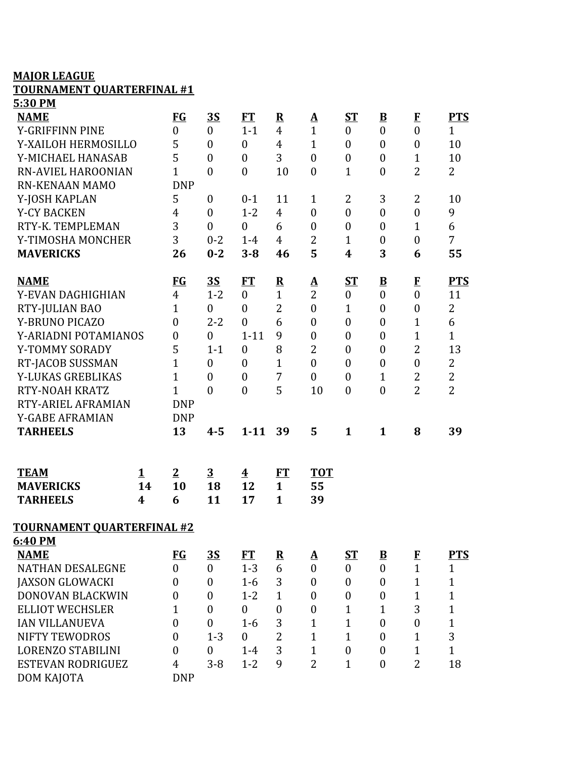**MAJOR LEAGUE**

**TOURNAMENT QUARTERFINAL #1**

**5:30 PM**

| NAME | FG | 3S | FT | R | A | ST | B | F | PTS |
|---|---|---|---|---|---|---|---|---|---|
| Y-GRIFFINN PINE | 0 | 0 | 1-1 | 4 | 1 | 0 | 0 | 0 | 1 |
| Y-XAILOH HERMOSILLO | 5 | 0 | 0 | 4 | 1 | 0 | 0 | 0 | 10 |
| Y-MICHAEL HANASAB | 5 | 0 | 0 | 3 | 0 | 0 | 0 | 1 | 10 |
| RN-AVIEL HAROONIAN | 1 | 0 | 0 | 10 | 0 | 1 | 0 | 2 | 2 |
| RN-KENAAN MAMO | DNP | | | | | | | | |
| Y-JOSH KAPLAN | 5 | 0 | 0-1 | 11 | 1 | 2 | 3 | 2 | 10 |
| Y-CY BACKEN | 4 | 0 | 1-2 | 4 | 0 | 0 | 0 | 0 | 9 |
| RTY-K. TEMPLEMAN | 3 | 0 | 0 | 6 | 0 | 0 | 0 | 1 | 6 |
| Y-TIMOSHA MONCHER | 3 | 0-2 | 1-4 | 4 | 2 | 1 | 0 | 0 | 7 |
| **MAVERICKS** | **26** | **0-2** | **3-8** | **46** | **5** | **4** | **3** | **6** | **55** |

| NAME | FG | 3S | FT | R | A | ST | B | F | PTS |
|---|---|---|---|---|---|---|---|---|---|
| Y-EVAN DAGHIGHIAN | 4 | 1-2 | 0 | 1 | 2 | 0 | 0 | 0 | 11 |
| RTY-JULIAN BAO | 1 | 0 | 0 | 2 | 0 | 1 | 0 | 0 | 2 |
| Y-BRUNO PICAZO | 0 | 2-2 | 0 | 6 | 0 | 0 | 0 | 1 | 6 |
| Y-ARIADNI POTAMIANOS | 0 | 0 | 1-11 | 9 | 0 | 0 | 0 | 1 | 1 |
| Y-TOMMY SORADY | 5 | 1-1 | 0 | 8 | 2 | 0 | 0 | 2 | 13 |
| RT-JACOB SUSSMAN | 1 | 0 | 0 | 1 | 0 | 0 | 0 | 0 | 2 |
| Y-LUKAS GREBLIKAS | 1 | 0 | 0 | 7 | 0 | 0 | 1 | 2 | 2 |
| RTY-NOAH KRATZ | 1 | 0 | 0 | 5 | 10 | 0 | 0 | 2 | 2 |
| RTY-ARIEL AFRAMIAN | DNP | | | | | | | | |
| Y-GABE AFRAMIAN | DNP | | | | | | | | |
| **TARHEELS** | **13** | **4-5** | **1-11** | **39** | **5** | **1** | **1** | **8** | **39** |

| TEAM | 1 | 2 | 3 | 4 | FT | TOT |
|---|---|---|---|---|---|---|
| **MAVERICKS** | **14** | **10** | **18** | **12** | **1** | **55** |
| **TARHEELS** | **4** | **6** | **11** | **17** | **1** | **39** |

**TOURNAMENT QUARTERFINAL #2**

**6:40 PM**

| NAME | FG | 3S | FT | R | A | ST | B | F | PTS |
|---|---|---|---|---|---|---|---|---|---|
| NATHAN DESALEGNE | 0 | 0 | 1-3 | 6 | 0 | 0 | 0 | 1 | 1 |
| JAXSON GLOWACKI | 0 | 0 | 1-6 | 3 | 0 | 0 | 0 | 1 | 1 |
| DONOVAN BLACKWIN | 0 | 0 | 1-2 | 1 | 0 | 0 | 0 | 1 | 1 |
| ELLIOT WECHSLER | 1 | 0 | 0 | 0 | 0 | 1 | 1 | 3 | 1 |
| IAN VILLANUEVA | 0 | 0 | 1-6 | 3 | 1 | 1 | 0 | 0 | 1 |
| NIFTY TEWODROS | 0 | 1-3 | 0 | 2 | 1 | 1 | 0 | 1 | 3 |
| LORENZO STABILINI | 0 | 0 | 1-4 | 3 | 1 | 0 | 0 | 1 | 1 |
| ESTEVAN RODRIGUEZ | 4 | 3-8 | 1-2 | 9 | 2 | 1 | 0 | 2 | 18 |
| DOM KAJOTA | DNP | | | | | | | | |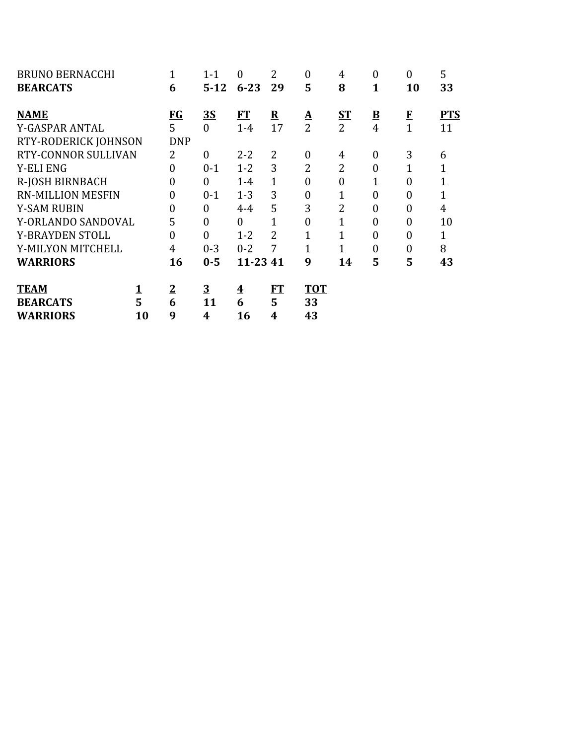| | FG | 3S | FT | R | A | ST | B | F | PTS |
|---|---|---|---|---|---|---|---|---|---|
| BRUNO BERNACCHI | 1 | 1-1 | 0 | 2 | 0 | 4 | 0 | 0 | 5 |
| **BEARCATS** | **6** | **5-12** | **6-23** | **29** | **5** | **8** | **1** | **10** | **33** |

| NAME | FG | 3S | FT | R | A | ST | B | F | PTS |
|---|---|---|---|---|---|---|---|---|---|
| Y-GASPAR ANTAL | 5 | 0 | 1-4 | 17 | 2 | 2 | 4 | 1 | 11 |
| RTY-RODERICK JOHNSON | DNP | | | | | | | | |
| RTY-CONNOR SULLIVAN | 2 | 0 | 2-2 | 2 | 0 | 4 | 0 | 3 | 6 |
| Y-ELI ENG | 0 | 0-1 | 1-2 | 3 | 2 | 2 | 0 | 1 | 1 |
| R-JOSH BIRNBACH | 0 | 0 | 1-4 | 1 | 0 | 0 | 1 | 0 | 1 |
| RN-MILLION MESFIN | 0 | 0-1 | 1-3 | 3 | 0 | 1 | 0 | 0 | 1 |
| Y-SAM RUBIN | 0 | 0 | 4-4 | 5 | 3 | 2 | 0 | 0 | 4 |
| Y-ORLANDO SANDOVAL | 5 | 0 | 0 | 1 | 0 | 1 | 0 | 0 | 10 |
| Y-BRAYDEN STOLL | 0 | 0 | 1-2 | 2 | 1 | 1 | 0 | 0 | 1 |
| Y-MILYON MITCHELL | 4 | 0-3 | 0-2 | 7 | 1 | 1 | 0 | 0 | 8 |
| **WARRIORS** | **16** | **0-5** | **11-23** | **41** | **9** | **14** | **5** | **5** | **43** |

| TEAM | 1 | 2 | 3 | 4 | FT | TOT |
|---|---|---|---|---|---|---|
| **BEARCATS** | **5** | **6** | **11** | **6** | **5** | **33** |
| **WARRIORS** | **10** | **9** | **4** | **16** | **4** | **43** |